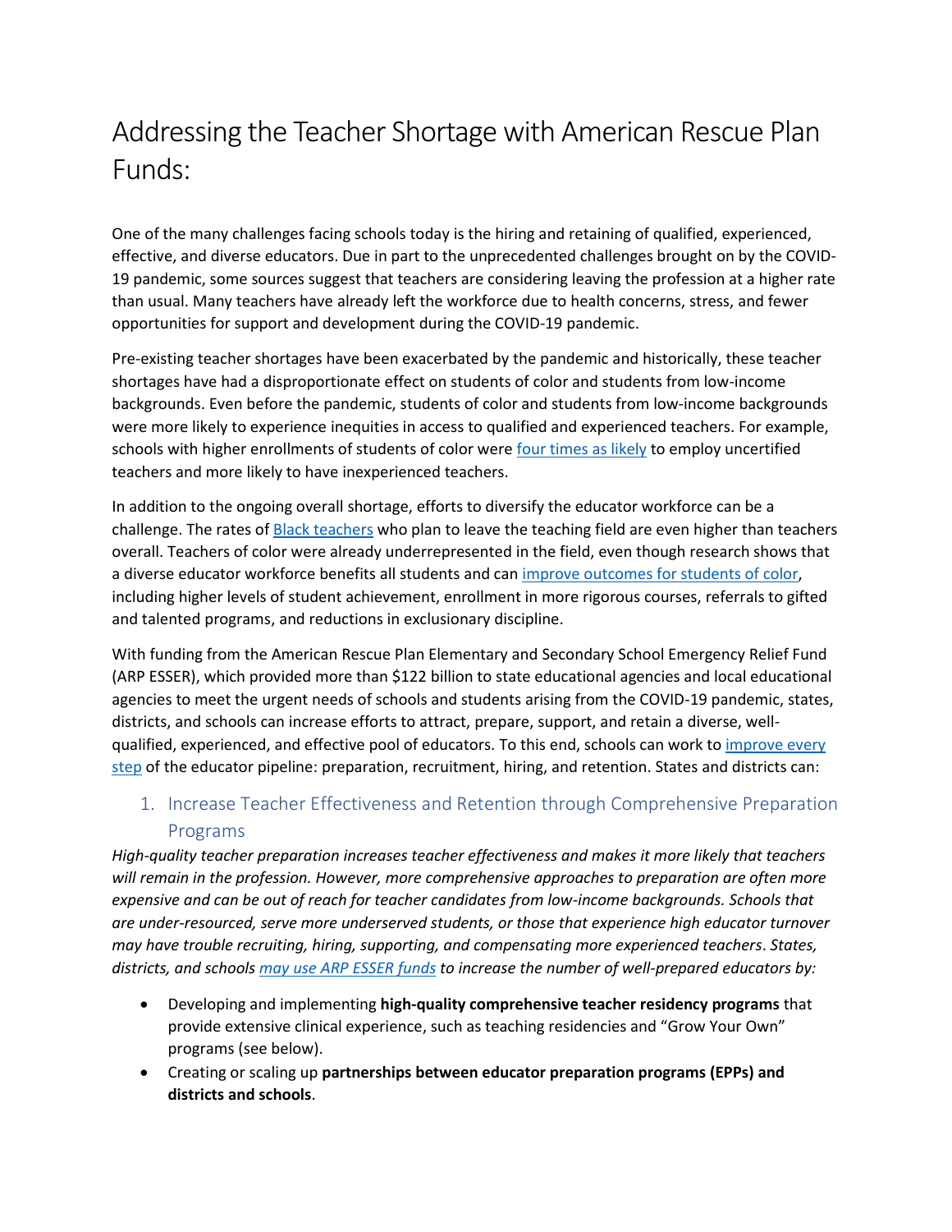# Addressing the Teacher Shortage with American Rescue Plan Funds:

One of the many challenges facing schools today is the hiring and retaining of qualified, experienced, effective, and diverse educators. Due in part to the unprecedented challenges brought on by the COVID-19 pandemic, some sources suggest that teachers are considering leaving the profession at a higher rate than usual. Many teachers have already left the workforce due to health concerns, stress, and fewer opportunities for support and development during the COVID-19 pandemic.

Pre-existing teacher shortages have been exacerbated by the pandemic and historically, these teacher shortages have had a disproportionate effect on students of color and students from low-income backgrounds. Even before the pandemic, students of color and students from low-income backgrounds were more likely to experience inequities in access to qualified and experienced teachers. For example, schools with higher enrollments of students of color were four times as likely to employ uncertified teachers and more likely to have inexperienced teachers.

In addition to the ongoing overall shortage, efforts to diversify the educator workforce can be a challenge. The rates of Black teachers who plan to leave the teaching field are even higher than teachers overall. Teachers of color were already underrepresented in the field, even though research shows that a diverse educator workforce benefits all students and can improve outcomes for students of color, including higher levels of student achievement, enrollment in more rigorous courses, referrals to gifted and talented programs, and reductions in exclusionary discipline.

With funding from the American Rescue Plan Elementary and Secondary School Emergency Relief Fund (ARP ESSER), which provided more than $122 billion to state educational agencies and local educational agencies to meet the urgent needs of schools and students arising from the COVID-19 pandemic, states, districts, and schools can increase efforts to attract, prepare, support, and retain a diverse, well-qualified, experienced, and effective pool of educators. To this end, schools can work to improve every step of the educator pipeline: preparation, recruitment, hiring, and retention. States and districts can:

## 1. Increase Teacher Effectiveness and Retention through Comprehensive Preparation Programs

*High-quality teacher preparation increases teacher effectiveness and makes it more likely that teachers will remain in the profession. However, more comprehensive approaches to preparation are often more expensive and can be out of reach for teacher candidates from low-income backgrounds. Schools that are under-resourced, serve more underserved students, or those that experience high educator turnover may have trouble recruiting, hiring, supporting, and compensating more experienced teachers. States, districts, and schools may use ARP ESSER funds to increase the number of well-prepared educators by:*

- Developing and implementing **high-quality comprehensive teacher residency programs** that provide extensive clinical experience, such as teaching residencies and "Grow Your Own" programs (see below).
- Creating or scaling up **partnerships between educator preparation programs (EPPs) and districts and schools**.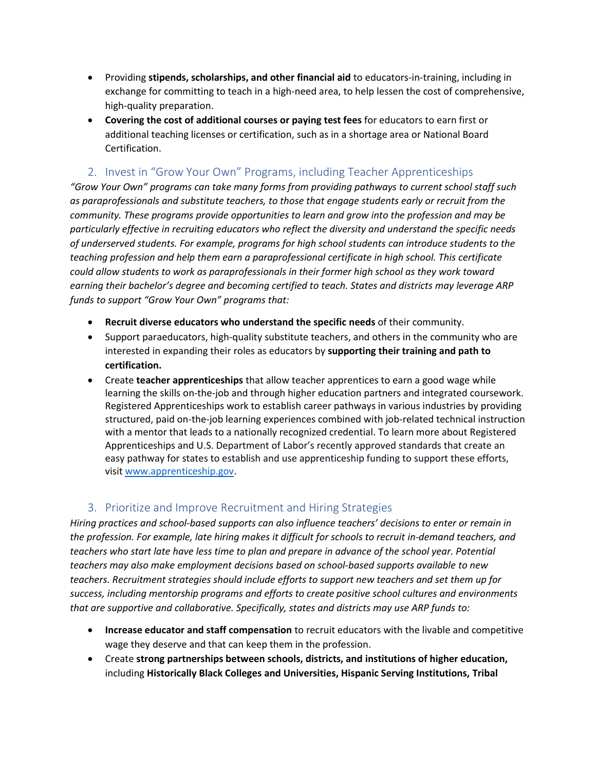- Providing **stipends, scholarships, and other financial aid** to educators-in-training, including in exchange for committing to teach in a high-need area, to help lessen the cost of comprehensive, high-quality preparation.
- **Covering the cost of additional courses or paying test fees** for educators to earn first or additional teaching licenses or certification, such as in a shortage area or National Board Certification.

## 2. Invest in "Grow Your Own" Programs, including Teacher Apprenticeships

*"Grow Your Own" programs can take many forms from providing pathways to current school staff such as paraprofessionals and substitute teachers, to those that engage students early or recruit from the community. These programs provide opportunities to learn and grow into the profession and may be particularly effective in recruiting educators who reflect the diversity and understand the specific needs of underserved students. For example, programs for high school students can introduce students to the teaching profession and help them earn a paraprofessional certificate in high school. This certificate could allow students to work as paraprofessionals in their former high school as they work toward earning their bachelor's degree and becoming certified to teach. States and districts may leverage ARP funds to support "Grow Your Own" programs that:*

- **Recruit diverse educators who understand the specific needs** of their community.
- Support paraeducators, high-quality substitute teachers, and others in the community who are interested in expanding their roles as educators by **supporting their training and path to certification.**
- Create **teacher apprenticeships** that allow teacher apprentices to earn a good wage while learning the skills on-the-job and through higher education partners and integrated coursework. Registered Apprenticeships work to establish career pathways in various industries by providing structured, paid on-the-job learning experiences combined with job-related technical instruction with a mentor that leads to a nationally recognized credential. To learn more about Registered Apprenticeships and U.S. Department of Labor's recently approved standards that create an easy pathway for states to establish and use apprenticeship funding to support these efforts, visit [www.apprenticeship.gov](www.apprenticeship.gov).

## 3. Prioritize and Improve Recruitment and Hiring Strategies

*Hiring practices and school-based supports can also influence teachers' decisions to enter or remain in the profession. For example, late hiring makes it difficult for schools to recruit in-demand teachers, and teachers who start late have less time to plan and prepare in advance of the school year. Potential teachers may also make employment decisions based on school-based supports available to new teachers. Recruitment strategies should include efforts to support new teachers and set them up for success, including mentorship programs and efforts to create positive school cultures and environments that are supportive and collaborative. Specifically, states and districts may use ARP funds to:*

- **Increase educator and staff compensation** to recruit educators with the livable and competitive wage they deserve and that can keep them in the profession.
- Create **strong partnerships between schools, districts, and institutions of higher education,** including **Historically Black Colleges and Universities, Hispanic Serving Institutions, Tribal**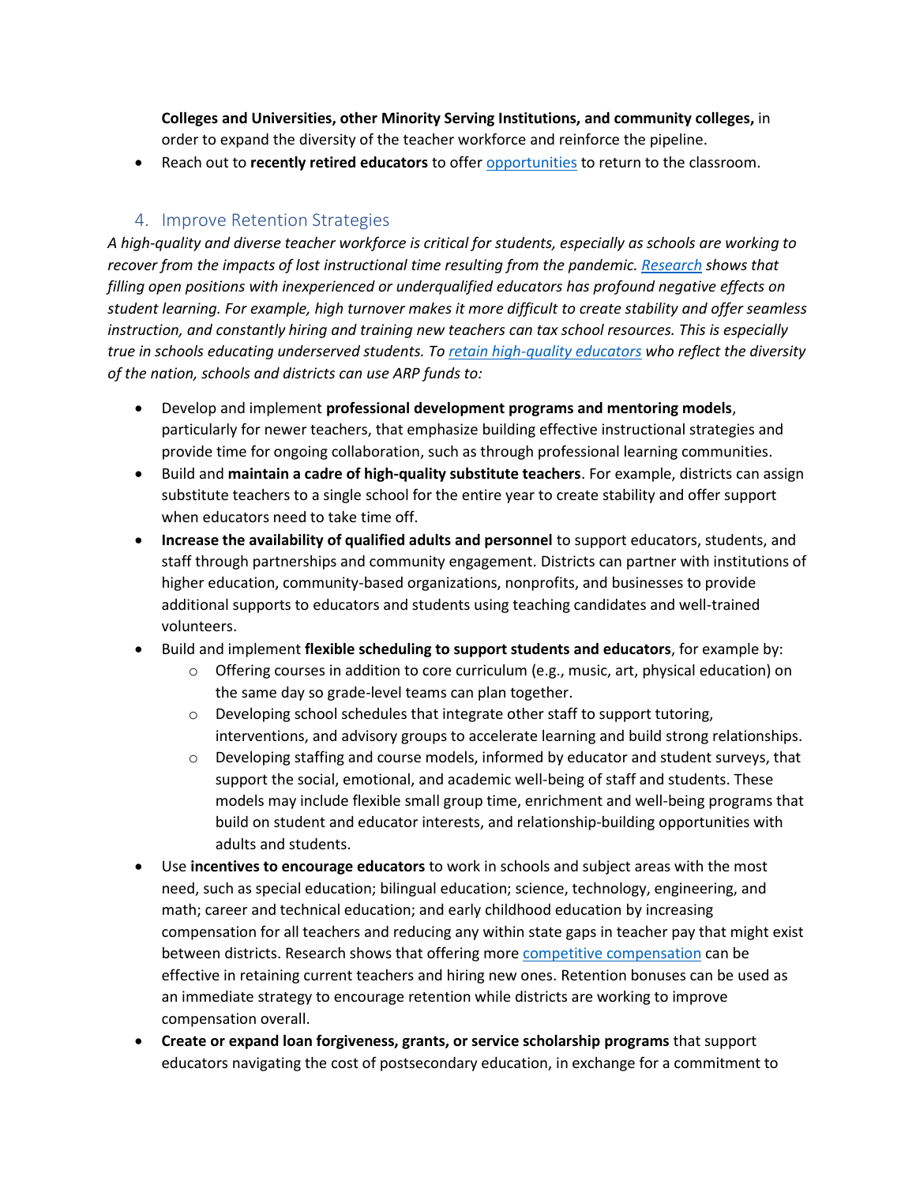Colleges and Universities, other Minority Serving Institutions, and community colleges,** in order to expand the diversity of the teacher workforce and reinforce the pipeline.

- Reach out to **recently retired educators** to offer opportunities to return to the classroom.

## 4. Improve Retention Strategies

*A high-quality and diverse teacher workforce is critical for students, especially as schools are working to recover from the impacts of lost instructional time resulting from the pandemic. Research shows that filling open positions with inexperienced or underqualified educators has profound negative effects on student learning. For example, high turnover makes it more difficult to create stability and offer seamless instruction, and constantly hiring and training new teachers can tax school resources. This is especially true in schools educating underserved students. To retain high-quality educators who reflect the diversity of the nation, schools and districts can use ARP funds to:*

- Develop and implement **professional development programs and mentoring models**, particularly for newer teachers, that emphasize building effective instructional strategies and provide time for ongoing collaboration, such as through professional learning communities.
- Build and **maintain a cadre of high-quality substitute teachers**. For example, districts can assign substitute teachers to a single school for the entire year to create stability and offer support when educators need to take time off.
- **Increase the availability of qualified adults and personnel** to support educators, students, and staff through partnerships and community engagement. Districts can partner with institutions of higher education, community-based organizations, nonprofits, and businesses to provide additional supports to educators and students using teaching candidates and well-trained volunteers.
- Build and implement **flexible scheduling to support students and educators**, for example by:
  - Offering courses in addition to core curriculum (e.g., music, art, physical education) on the same day so grade-level teams can plan together.
  - Developing school schedules that integrate other staff to support tutoring, interventions, and advisory groups to accelerate learning and build strong relationships.
  - Developing staffing and course models, informed by educator and student surveys, that support the social, emotional, and academic well-being of staff and students. These models may include flexible small group time, enrichment and well-being programs that build on student and educator interests, and relationship-building opportunities with adults and students.
- Use **incentives to encourage educators** to work in schools and subject areas with the most need, such as special education; bilingual education; science, technology, engineering, and math; career and technical education; and early childhood education by increasing compensation for all teachers and reducing any within state gaps in teacher pay that might exist between districts. Research shows that offering more competitive compensation can be effective in retaining current teachers and hiring new ones. Retention bonuses can be used as an immediate strategy to encourage retention while districts are working to improve compensation overall.
- **Create or expand loan forgiveness, grants, or service scholarship programs** that support educators navigating the cost of postsecondary education, in exchange for a commitment to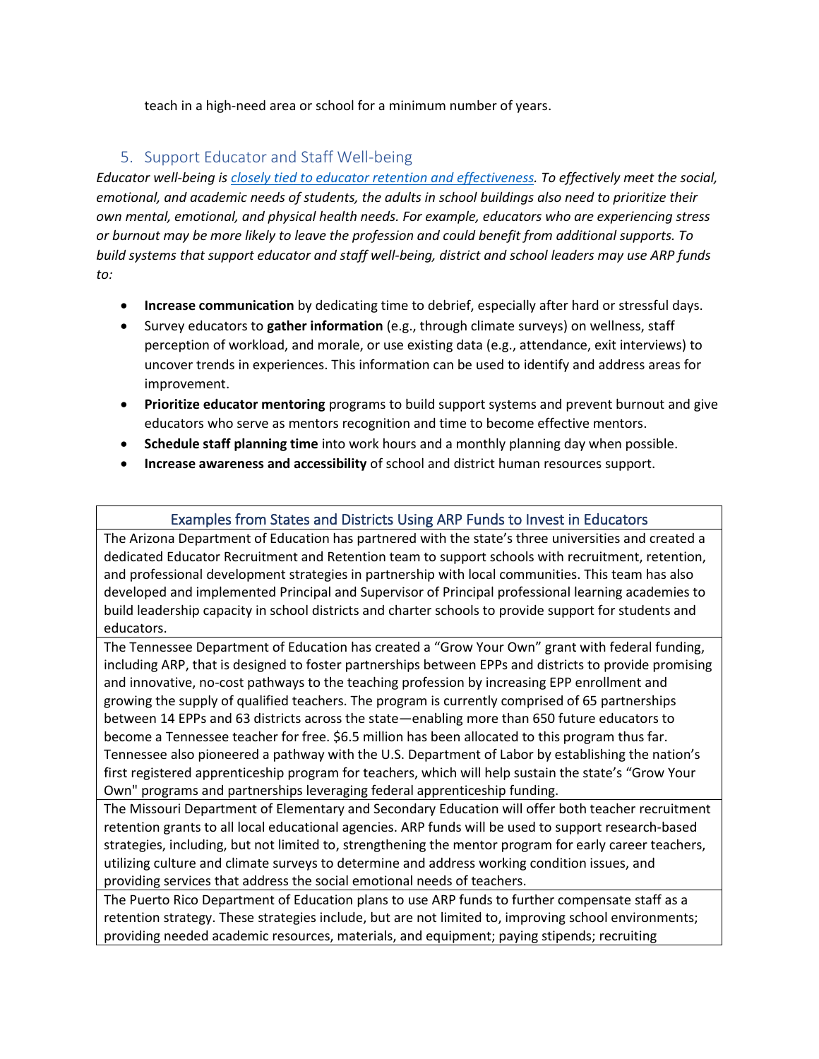teach in a high-need area or school for a minimum number of years.

## 5. Support Educator and Staff Well-being

*Educator well-being is [closely tied to educator retention and effectiveness](). To effectively meet the social, emotional, and academic needs of students, the adults in school buildings also need to prioritize their own mental, emotional, and physical health needs. For example, educators who are experiencing stress or burnout may be more likely to leave the profession and could benefit from additional supports. To build systems that support educator and staff well-being, district and school leaders may use ARP funds to:*

- **Increase communication** by dedicating time to debrief, especially after hard or stressful days.
- Survey educators to **gather information** (e.g., through climate surveys) on wellness, staff perception of workload, and morale, or use existing data (e.g., attendance, exit interviews) to uncover trends in experiences. This information can be used to identify and address areas for improvement.
- **Prioritize educator mentoring** programs to build support systems and prevent burnout and give educators who serve as mentors recognition and time to become effective mentors.
- **Schedule staff planning time** into work hours and a monthly planning day when possible.
- **Increase awareness and accessibility** of school and district human resources support.

| Examples from States and Districts Using ARP Funds to Invest in Educators |
| --- |
| The Arizona Department of Education has partnered with the state's three universities and created a dedicated Educator Recruitment and Retention team to support schools with recruitment, retention, and professional development strategies in partnership with local communities. This team has also developed and implemented Principal and Supervisor of Principal professional learning academies to build leadership capacity in school districts and charter schools to provide support for students and educators. |
| The Tennessee Department of Education has created a "Grow Your Own" grant with federal funding, including ARP, that is designed to foster partnerships between EPPs and districts to provide promising and innovative, no-cost pathways to the teaching profession by increasing EPP enrollment and growing the supply of qualified teachers. The program is currently comprised of 65 partnerships between 14 EPPs and 63 districts across the state—enabling more than 650 future educators to become a Tennessee teacher for free. $6.5 million has been allocated to this program thus far. Tennessee also pioneered a pathway with the U.S. Department of Labor by establishing the nation's first registered apprenticeship program for teachers, which will help sustain the state's "Grow Your Own" programs and partnerships leveraging federal apprenticeship funding. |
| The Missouri Department of Elementary and Secondary Education will offer both teacher recruitment retention grants to all local educational agencies. ARP funds will be used to support research-based strategies, including, but not limited to, strengthening the mentor program for early career teachers, utilizing culture and climate surveys to determine and address working condition issues, and providing services that address the social emotional needs of teachers. |
| The Puerto Rico Department of Education plans to use ARP funds to further compensate staff as a retention strategy. These strategies include, but are not limited to, improving school environments; providing needed academic resources, materials, and equipment; paying stipends; recruiting |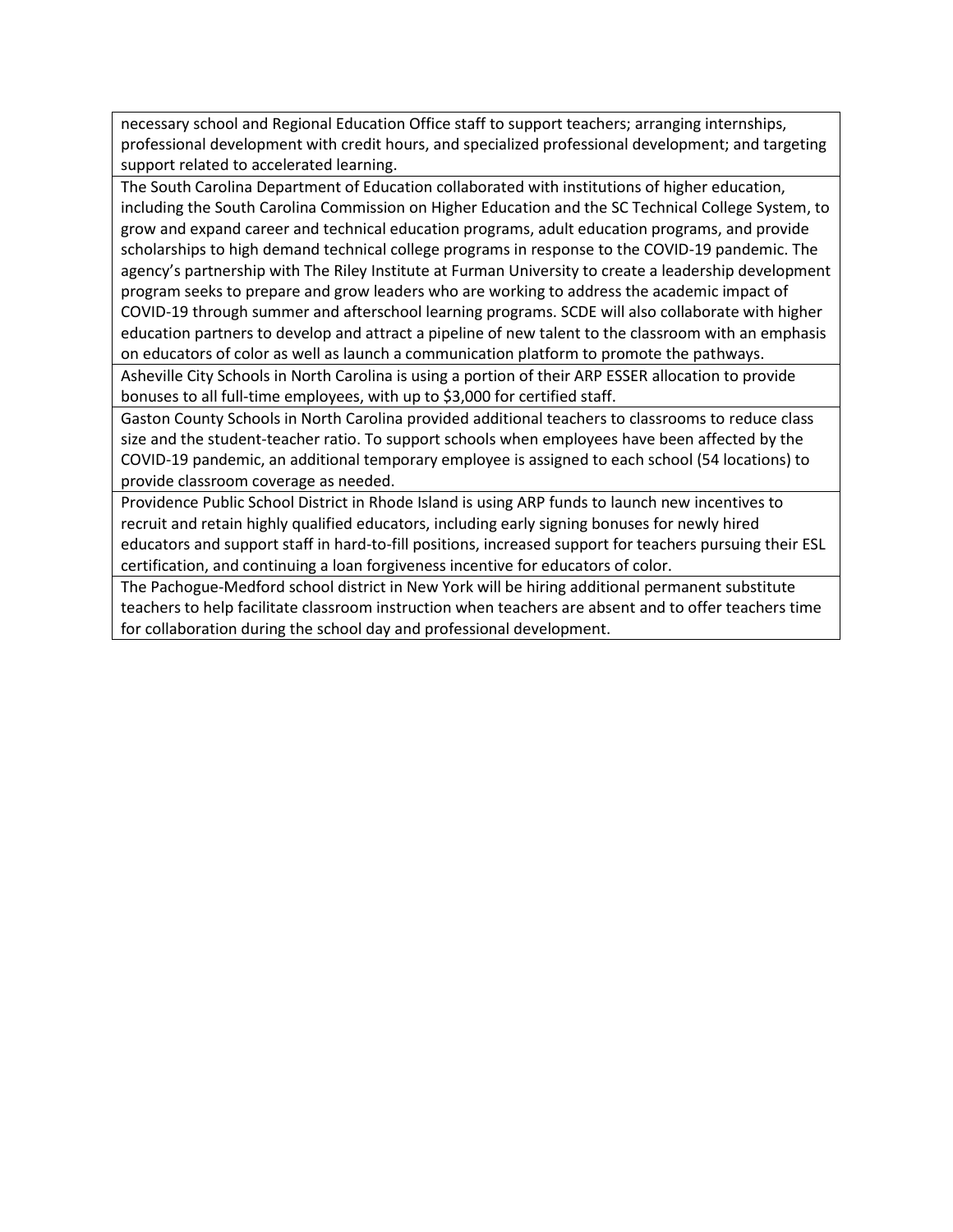| |
|---|
| necessary school and Regional Education Office staff to support teachers; arranging internships, professional development with credit hours, and specialized professional development; and targeting support related to accelerated learning. |
| The South Carolina Department of Education collaborated with institutions of higher education, including the South Carolina Commission on Higher Education and the SC Technical College System, to grow and expand career and technical education programs, adult education programs, and provide scholarships to high demand technical college programs in response to the COVID-19 pandemic. The agency's partnership with The Riley Institute at Furman University to create a leadership development program seeks to prepare and grow leaders who are working to address the academic impact of COVID-19 through summer and afterschool learning programs. SCDE will also collaborate with higher education partners to develop and attract a pipeline of new talent to the classroom with an emphasis on educators of color as well as launch a communication platform to promote the pathways. |
| Asheville City Schools in North Carolina is using a portion of their ARP ESSER allocation to provide bonuses to all full-time employees, with up to $3,000 for certified staff. |
| Gaston County Schools in North Carolina provided additional teachers to classrooms to reduce class size and the student-teacher ratio. To support schools when employees have been affected by the COVID-19 pandemic, an additional temporary employee is assigned to each school (54 locations) to provide classroom coverage as needed. |
| Providence Public School District in Rhode Island is using ARP funds to launch new incentives to recruit and retain highly qualified educators, including early signing bonuses for newly hired educators and support staff in hard-to-fill positions, increased support for teachers pursuing their ESL certification, and continuing a loan forgiveness incentive for educators of color. |
| The Pachogue-Medford school district in New York will be hiring additional permanent substitute teachers to help facilitate classroom instruction when teachers are absent and to offer teachers time for collaboration during the school day and professional development. |